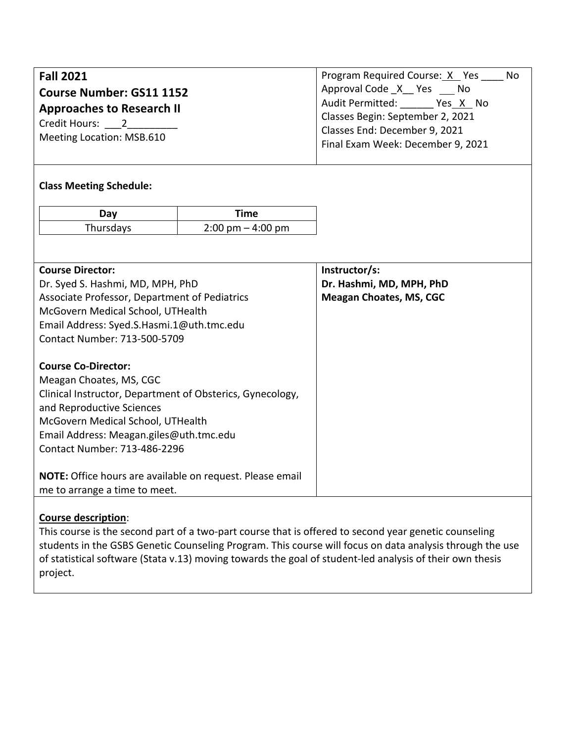**Fall 2021**

**Course Number: GS11 1152**

**Approaches to Research II**

Credit Hours: ___2_________

Meeting Location: MSB.610

Program Required Course: _X_ Yes ____ No

Approval Code _X__ Yes ___ No

Audit Permitted: ______ Yes _X_ No

Classes Begin: September 2, 2021

Classes End: December 9, 2021

Final Exam Week: December 9, 2021

**Class Meeting Schedule:**

| Day | Time |
|---|---|
| Thursdays | 2:00 pm – 4:00 pm |

**Course Director:**

Dr. Syed S. Hashmi, MD, MPH, PhD

Associate Professor, Department of Pediatrics

McGovern Medical School, UTHealth

Email Address: Syed.S.Hasmi.1@uth.tmc.edu

Contact Number: 713-500-5709

**Course Co-Director:**

Meagan Choates, MS, CGC

Clinical Instructor, Department of Obsterics, Gynecology, and Reproductive Sciences

McGovern Medical School, UTHealth

Email Address: Meagan.giles@uth.tmc.edu

Contact Number: 713-486-2296

**NOTE:** Office hours are available on request. Please email me to arrange a time to meet.

**Instructor/s:**

**Dr. Hashmi, MD, MPH, PhD**

**Meagan Choates, MS, CGC**

**Course description**:

This course is the second part of a two-part course that is offered to second year genetic counseling students in the GSBS Genetic Counseling Program. This course will focus on data analysis through the use of statistical software (Stata v.13) moving towards the goal of student-led analysis of their own thesis project.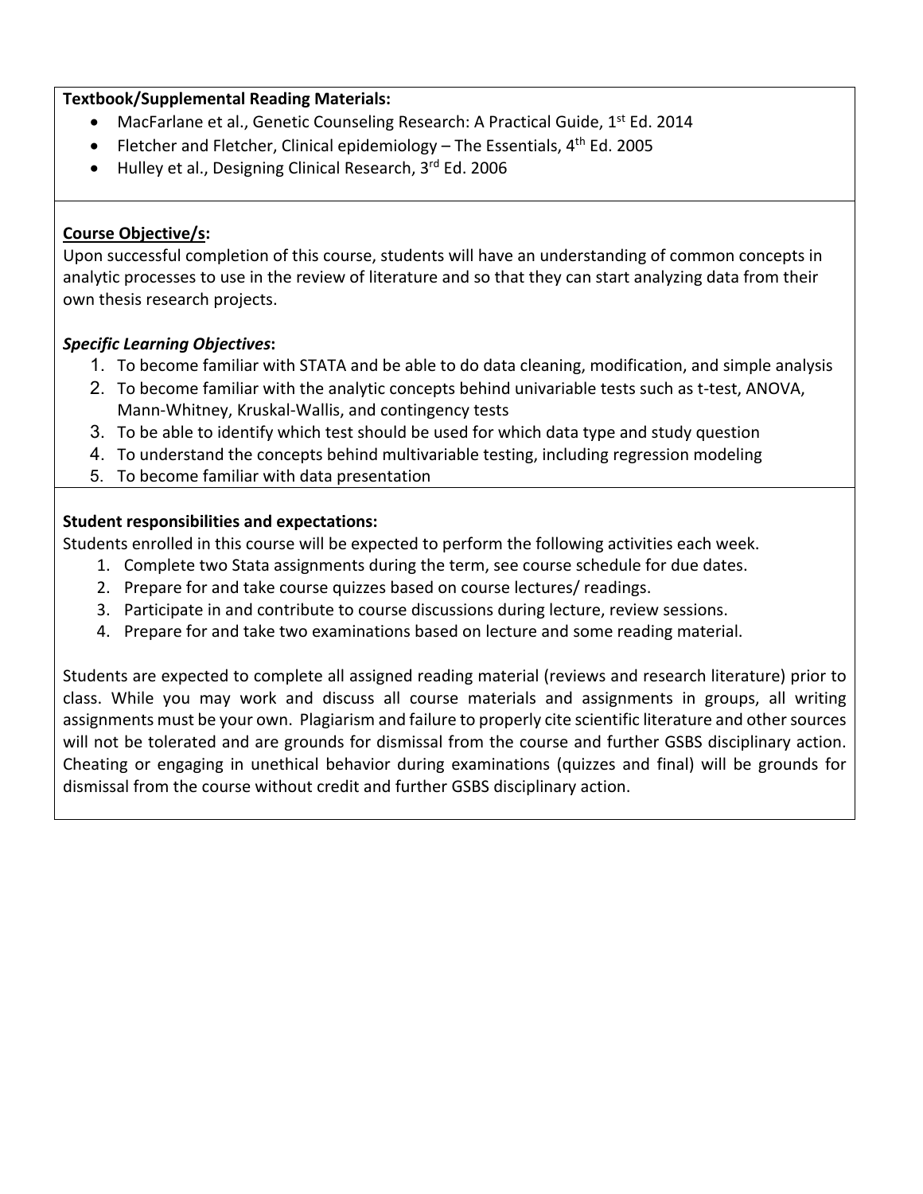**Textbook/Supplemental Reading Materials:**

- MacFarlane et al., Genetic Counseling Research: A Practical Guide, 1st Ed. 2014
- Fletcher and Fletcher, Clinical epidemiology – The Essentials, 4th Ed. 2005
- Hulley et al., Designing Clinical Research, 3rd Ed. 2006

**Course Objective/s:**

Upon successful completion of this course, students will have an understanding of common concepts in analytic processes to use in the review of literature and so that they can start analyzing data from their own thesis research projects.

***Specific Learning Objectives*:**

1. To become familiar with STATA and be able to do data cleaning, modification, and simple analysis
2. To become familiar with the analytic concepts behind univariable tests such as t-test, ANOVA, Mann-Whitney, Kruskal-Wallis, and contingency tests
3. To be able to identify which test should be used for which data type and study question
4. To understand the concepts behind multivariable testing, including regression modeling
5. To become familiar with data presentation

**Student responsibilities and expectations:**

Students enrolled in this course will be expected to perform the following activities each week.

1. Complete two Stata assignments during the term, see course schedule for due dates.
2. Prepare for and take course quizzes based on course lectures/ readings.
3. Participate in and contribute to course discussions during lecture, review sessions.
4. Prepare for and take two examinations based on lecture and some reading material.

Students are expected to complete all assigned reading material (reviews and research literature) prior to class. While you may work and discuss all course materials and assignments in groups, all writing assignments must be your own. Plagiarism and failure to properly cite scientific literature and other sources will not be tolerated and are grounds for dismissal from the course and further GSBS disciplinary action. Cheating or engaging in unethical behavior during examinations (quizzes and final) will be grounds for dismissal from the course without credit and further GSBS disciplinary action.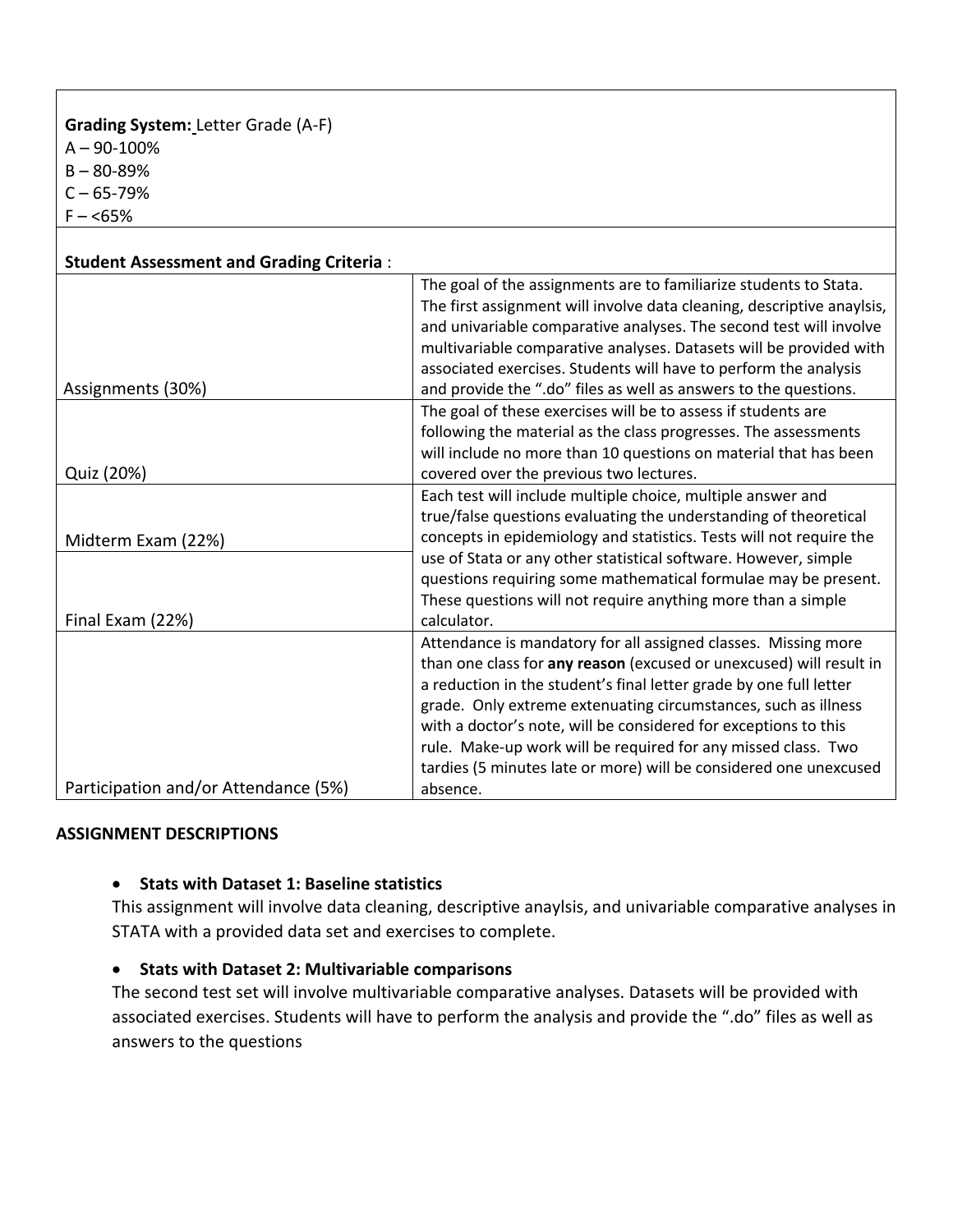**Grading System:** Letter Grade (A-F)
A – 90-100%
B – 80-89%
C – 65-79%
F – <65%

**Student Assessment and Grading Criteria** :

| | |
|---|---|
| Assignments (30%) | The goal of the assignments are to familiarize students to Stata. The first assignment will involve data cleaning, descriptive anaylsis, and univariable comparative analyses. The second test will involve multivariable comparative analyses. Datasets will be provided with associated exercises. Students will have to perform the analysis and provide the ".do" files as well as answers to the questions. |
| Quiz (20%) | The goal of these exercises will be to assess if students are following the material as the class progresses. The assessments will include no more than 10 questions on material that has been covered over the previous two lectures. |
| Midterm Exam (22%) | Each test will include multiple choice, multiple answer and true/false questions evaluating the understanding of theoretical concepts in epidemiology and statistics. Tests will not require the use of Stata or any other statistical software. However, simple questions requiring some mathematical formulae may be present. These questions will not require anything more than a simple calculator. |
| Final Exam (22%) | |
| Participation and/or Attendance (5%) | Attendance is mandatory for all assigned classes. Missing more than one class for **any reason** (excused or unexcused) will result in a reduction in the student's final letter grade by one full letter grade. Only extreme extenuating circumstances, such as illness with a doctor's note, will be considered for exceptions to this rule. Make-up work will be required for any missed class. Two tardies (5 minutes late or more) will be considered one unexcused absence. |

**ASSIGNMENT DESCRIPTIONS**

- **Stats with Dataset 1: Baseline statistics**
  This assignment will involve data cleaning, descriptive anaylsis, and univariable comparative analyses in STATA with a provided data set and exercises to complete.

- **Stats with Dataset 2: Multivariable comparisons**
  The second test set will involve multivariable comparative analyses. Datasets will be provided with associated exercises. Students will have to perform the analysis and provide the ".do" files as well as answers to the questions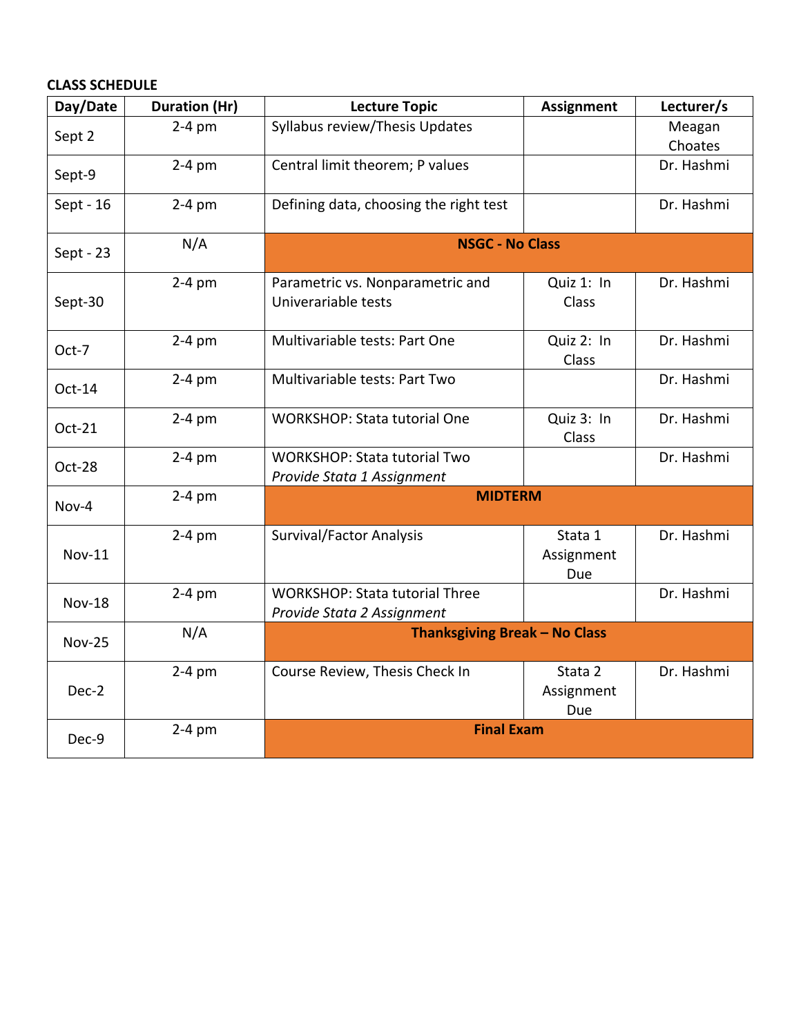**CLASS SCHEDULE**

| Day/Date | Duration (Hr) | Lecture Topic | Assignment | Lecturer/s |
|---|---|---|---|---|
| Sept 2 | 2-4 pm | Syllabus review/Thesis Updates | | Meagan Choates |
| Sept-9 | 2-4 pm | Central limit theorem; P values | | Dr. Hashmi |
| Sept - 16 | 2-4 pm | Defining data, choosing the right test | | Dr. Hashmi |
| Sept - 23 | N/A | **NSGC - No Class** | | |
| Sept-30 | 2-4 pm | Parametric vs. Nonparametric and Univerariable tests | Quiz 1: In Class | Dr. Hashmi |
| Oct-7 | 2-4 pm | Multivariable tests: Part One | Quiz 2: In Class | Dr. Hashmi |
| Oct-14 | 2-4 pm | Multivariable tests: Part Two | | Dr. Hashmi |
| Oct-21 | 2-4 pm | WORKSHOP: Stata tutorial One | Quiz 3: In Class | Dr. Hashmi |
| Oct-28 | 2-4 pm | WORKSHOP: Stata tutorial Two *Provide Stata 1 Assignment* | | Dr. Hashmi |
| Nov-4 | 2-4 pm | **MIDTERM** | | |
| Nov-11 | 2-4 pm | Survival/Factor Analysis | Stata 1 Assignment Due | Dr. Hashmi |
| Nov-18 | 2-4 pm | WORKSHOP: Stata tutorial Three *Provide Stata 2 Assignment* | | Dr. Hashmi |
| Nov-25 | N/A | **Thanksgiving Break – No Class** | | |
| Dec-2 | 2-4 pm | Course Review, Thesis Check In | Stata 2 Assignment Due | Dr. Hashmi |
| Dec-9 | 2-4 pm | **Final Exam** | | |